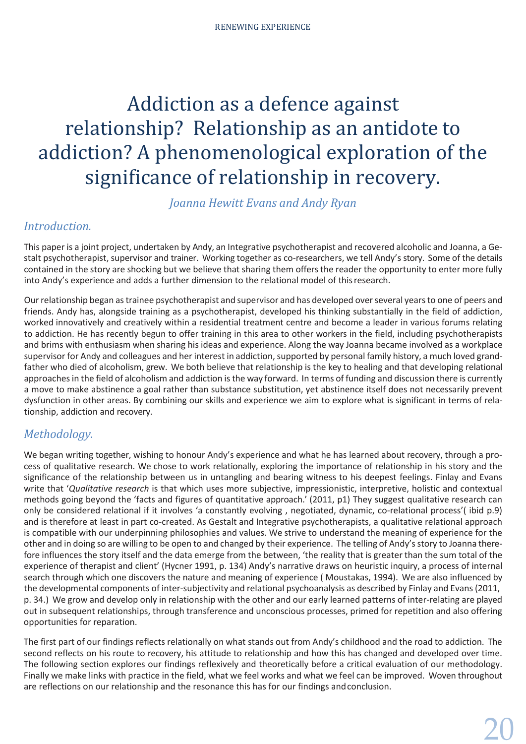# Addiction as a defence against relationship? Relationship as an antidote to addiction? A phenomenological exploration of the significance of relationship in recovery.

*Joanna Hewitt Evans and Andy Ryan*

## *Introduction.*

This paper is a joint project, undertaken by Andy, an Integrative psychotherapist and recovered alcoholic and Joanna, a Gestalt psychotherapist, supervisor and trainer. Working together as co-researchers, we tell Andy's story. Some of the details contained in the story are shocking but we believe that sharing them offers the reader the opportunity to enter more fully into Andy's experience and adds a further dimension to the relational model of this research.

Our relationship began as trainee psychotherapist and supervisor and has developed over several years to one of peers and friends. Andy has, alongside training as a psychotherapist, developed his thinking substantially in the field of addiction, worked innovatively and creatively within a residential treatment centre and become a leader in various forums relating to addiction. He has recently begun to offer training in this area to other workers in the field, including psychotherapists and brims with enthusiasm when sharing his ideas and experience. Along the way Joanna became involved as a workplace supervisor for Andy and colleagues and her interest in addiction, supported by personal family history, a much loved grandfather who died of alcoholism, grew. We both believe that relationship is the key to healing and that developing relational approaches in the field of alcoholism and addiction is the way forward. In terms of funding and discussion there is currently a move to make abstinence a goal rather than substance substitution, yet abstinence itself does not necessarily prevent dysfunction in other areas. By combining our skills and experience we aim to explore what is significant in terms of relationship, addiction and recovery.

## *Methodology.*

We began writing together, wishing to honour Andy's experience and what he has learned about recovery, through a process of qualitative research. We chose to work relationally, exploring the importance of relationship in his story and the significance of the relationship between us in untangling and bearing witness to his deepest feelings. Finlay and Evans write that '*Qualitative research* is that which uses more subjective, impressionistic, interpretive, holistic and contextual methods going beyond the 'facts and figures of quantitative approach.' (2011, p1) They suggest qualitative research can only be considered relational if it involves 'a constantly evolving , negotiated, dynamic, co-relational process'( ibid p.9) and is therefore at least in part co-created. As Gestalt and Integrative psychotherapists, a qualitative relational approach is compatible with our underpinning philosophies and values. We strive to understand the meaning of experience for the other and in doing so are willing to be open to and changed by their experience. The telling of Andy's story to Joanna therefore influences the story itself and the data emerge from the between, 'the reality that is greater than the sum total of the experience of therapist and client' (Hycner 1991, p. 134) Andy's narrative draws on heuristic inquiry, a process of internal search through which one discovers the nature and meaning of experience ( Moustakas, 1994). We are also influenced by the developmental components of inter-subjectivity and relational psychoanalysis as described by Finlay and Evans (2011, p. 34.) We grow and develop only in relationship with the other and our early learned patterns of inter-relating are played out in subsequent relationships, through transference and unconscious processes, primed for repetition and also offering opportunities for reparation.

The first part of our findings reflects relationally on what stands out from Andy's childhood and the road to addiction. The second reflects on his route to recovery, his attitude to relationship and how this has changed and developed over time. The following section explores our findings reflexively and theoretically before a critical evaluation of our methodology. Finally we make links with practice in the field, what we feel works and what we feel can be improved. Woven throughout are reflections on our relationship and the resonance this has for our findings and conclusion.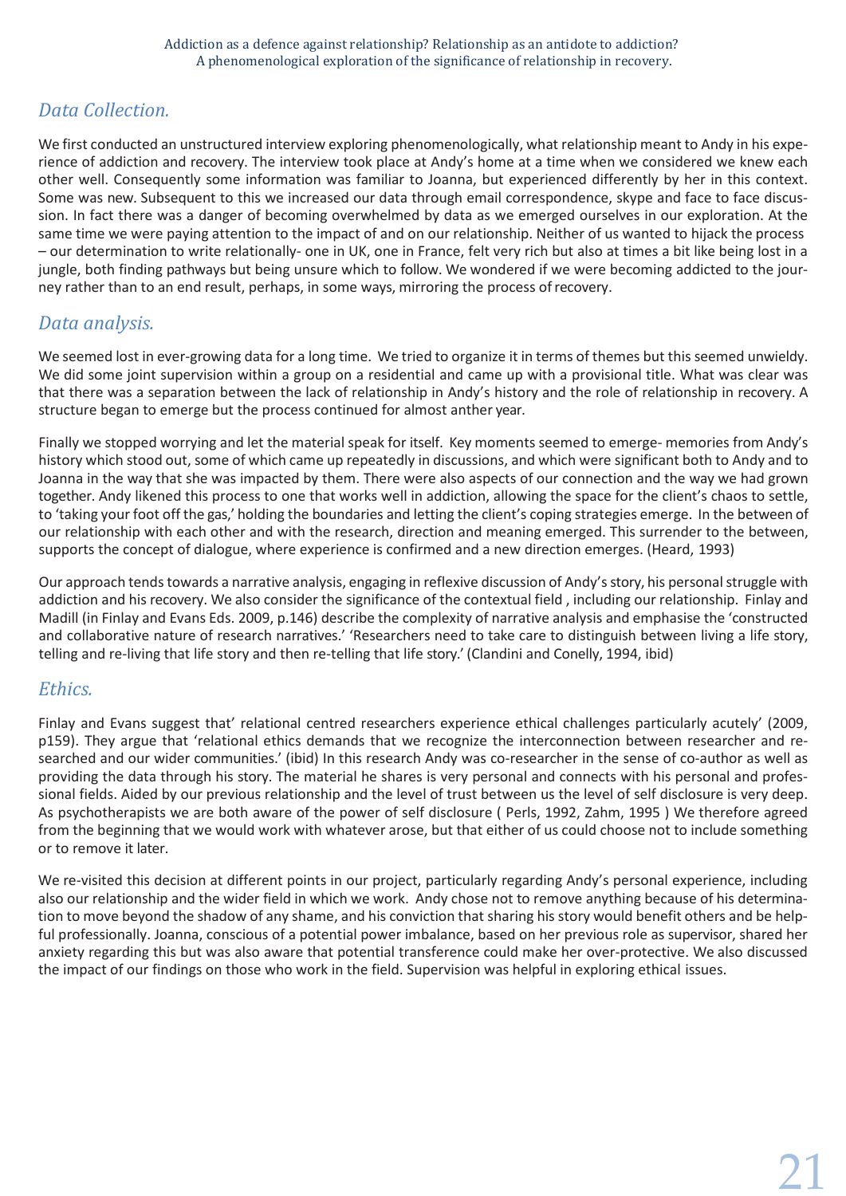## *Data Collection.*

We first conducted an unstructured interview exploring phenomenologically, what relationship meant to Andy in his experience of addiction and recovery. The interview took place at Andy's home at a time when we considered we knew each other well. Consequently some information was familiar to Joanna, but experienced differently by her in this context. Some was new. Subsequent to this we increased our data through email correspondence, skype and face to face discussion. In fact there was a danger of becoming overwhelmed by data as we emerged ourselves in our exploration. At the same time we were paying attention to the impact of and on our relationship. Neither of us wanted to hijack the process – our determination to write relationally- one in UK, one in France, felt very rich but also at times a bit like being lost in a jungle, both finding pathways but being unsure which to follow. We wondered if we were becoming addicted to the journey rather than to an end result, perhaps, in some ways, mirroring the process of recovery.

## *Data analysis.*

We seemed lost in ever-growing data for a long time. We tried to organize it in terms of themes but this seemed unwieldy. We did some joint supervision within a group on a residential and came up with a provisional title. What was clear was that there was a separation between the lack of relationship in Andy's history and the role of relationship in recovery. A structure began to emerge but the process continued for almost anther year.

Finally we stopped worrying and let the material speak for itself. Key moments seemed to emerge- memories from Andy's history which stood out, some of which came up repeatedly in discussions, and which were significant both to Andy and to Joanna in the way that she was impacted by them. There were also aspects of our connection and the way we had grown together. Andy likened this process to one that works well in addiction, allowing the space for the client's chaos to settle, to 'taking your foot off the gas,' holding the boundaries and letting the client's coping strategies emerge. In the between of our relationship with each other and with the research, direction and meaning emerged. This surrender to the between, supports the concept of dialogue, where experience is confirmed and a new direction emerges. (Heard, 1993)

Our approach tends towards a narrative analysis, engaging in reflexive discussion of Andy's story, his personal struggle with addiction and his recovery. We also consider the significance of the contextual field , including our relationship. Finlay and Madill (in Finlay and Evans Eds. 2009, p.146) describe the complexity of narrative analysis and emphasise the 'constructed and collaborative nature of research narratives.' 'Researchers need to take care to distinguish between living a life story, telling and re-living that life story and then re-telling that life story.' (Clandini and Conelly, 1994, ibid)

## *Ethics.*

Finlay and Evans suggest that' relational centred researchers experience ethical challenges particularly acutely' (2009, p159). They argue that 'relational ethics demands that we recognize the interconnection between researcher and researched and our wider communities.' (ibid) In this research Andy was co-researcher in the sense of co-author as well as providing the data through his story. The material he shares is very personal and connects with his personal and professional fields. Aided by our previous relationship and the level of trust between us the level of self disclosure is very deep. As psychotherapists we are both aware of the power of self disclosure ( Perls, 1992, Zahm, 1995 ) We therefore agreed from the beginning that we would work with whatever arose, but that either of us could choose not to include something or to remove it later.

We re-visited this decision at different points in our project, particularly regarding Andy's personal experience, including also our relationship and the wider field in which we work. Andy chose not to remove anything because of his determination to move beyond the shadow of any shame, and his conviction that sharing his story would benefit others and be helpful professionally. Joanna, conscious of a potential power imbalance, based on her previous role as supervisor, shared her anxiety regarding this but was also aware that potential transference could make her over-protective. We also discussed the impact of our findings on those who work in the field. Supervision was helpful in exploring ethical issues.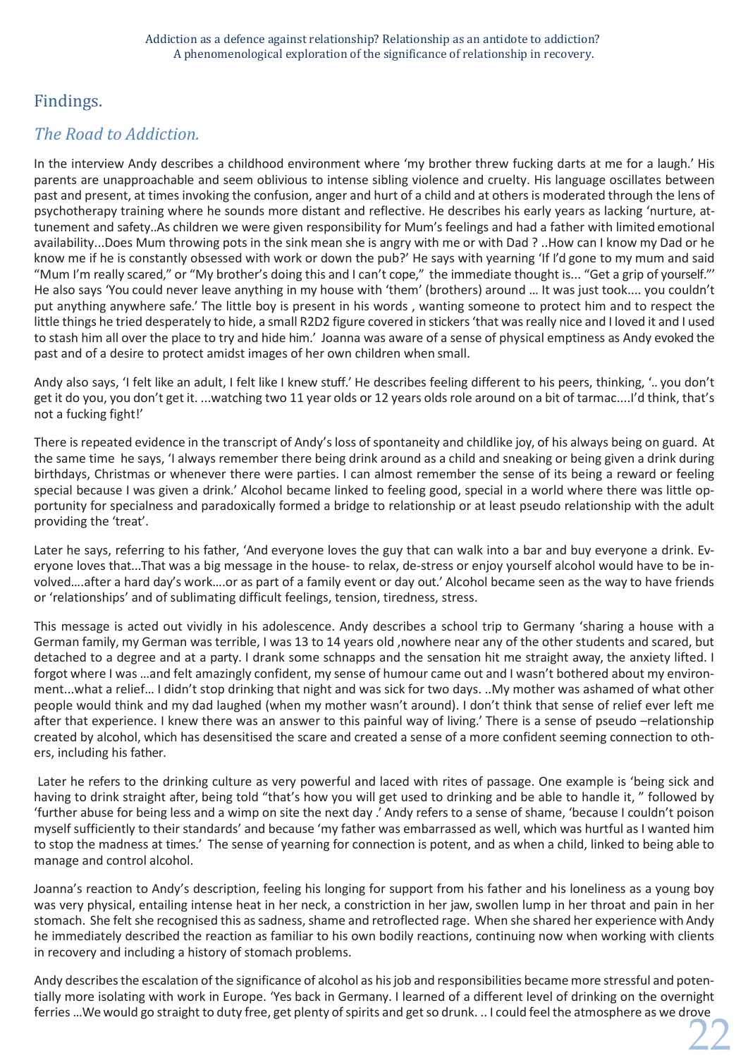## Findings.

### *The Road to Addiction.*

In the interview Andy describes a childhood environment where 'my brother threw fucking darts at me for a laugh.' His parents are unapproachable and seem oblivious to intense sibling violence and cruelty. His language oscillates between past and present, at times invoking the confusion, anger and hurt of a child and at others is moderated through the lens of psychotherapy training where he sounds more distant and reflective. He describes his early years as lacking 'nurture, attunement and safety..As children we were given responsibility for Mum's feelings and had a father with limited emotional availability...Does Mum throwing pots in the sink mean she is angry with me or with Dad ? ..How can I know my Dad or he know me if he is constantly obsessed with work or down the pub?' He says with yearning 'If I'd gone to my mum and said "Mum I'm really scared," or "My brother's doing this and I can't cope," the immediate thought is... "Get a grip of yourself."' He also says 'You could never leave anything in my house with 'them' (brothers) around … It was just took.... you couldn't put anything anywhere safe.' The little boy is present in his words , wanting someone to protect him and to respect the little things he tried desperately to hide, a small R2D2 figure covered in stickers 'that was really nice and I loved it and I used to stash him all over the place to try and hide him.' Joanna was aware of a sense of physical emptiness as Andy evoked the past and of a desire to protect amidst images of her own children when small.

Andy also says, 'I felt like an adult, I felt like I knew stuff.' He describes feeling different to his peers, thinking, '.. you don't get it do you, you don't get it. ...watching two 11 year olds or 12 years olds role around on a bit of tarmac....I'd think, that's not a fucking fight!'

There is repeated evidence in the transcript of Andy's loss of spontaneity and childlike joy, of his always being on guard. At the same time he says, 'I always remember there being drink around as a child and sneaking or being given a drink during birthdays, Christmas or whenever there were parties. I can almost remember the sense of its being a reward or feeling special because I was given a drink.' Alcohol became linked to feeling good, special in a world where there was little opportunity for specialness and paradoxically formed a bridge to relationship or at least pseudo relationship with the adult providing the 'treat'.

Later he says, referring to his father, 'And everyone loves the guy that can walk into a bar and buy everyone a drink. Everyone loves that...That was a big message in the house- to relax, de-stress or enjoy yourself alcohol would have to be involved….after a hard day's work….or as part of a family event or day out.' Alcohol became seen as the way to have friends or 'relationships' and of sublimating difficult feelings, tension, tiredness, stress.

This message is acted out vividly in his adolescence. Andy describes a school trip to Germany 'sharing a house with a German family, my German was terrible, I was 13 to 14 years old ,nowhere near any of the other students and scared, but detached to a degree and at a party. I drank some schnapps and the sensation hit me straight away, the anxiety lifted. I forgot where I was …and felt amazingly confident, my sense of humour came out and I wasn't bothered about my environment...what a relief… I didn't stop drinking that night and was sick for two days. ..My mother was ashamed of what other people would think and my dad laughed (when my mother wasn't around). I don't think that sense of relief ever left me after that experience. I knew there was an answer to this painful way of living.' There is a sense of pseudo –relationship created by alcohol, which has desensitised the scare and created a sense of a more confident seeming connection to others, including his father.

Later he refers to the drinking culture as very powerful and laced with rites of passage. One example is 'being sick and having to drink straight after, being told "that's how you will get used to drinking and be able to handle it, " followed by 'further abuse for being less and a wimp on site the next day .' Andy refers to a sense of shame, 'because I couldn't poison myself sufficiently to their standards' and because 'my father was embarrassed as well, which was hurtful as I wanted him to stop the madness at times.' The sense of yearning for connection is potent, and as when a child, linked to being able to manage and control alcohol.

Joanna's reaction to Andy's description, feeling his longing for support from his father and his loneliness as a young boy was very physical, entailing intense heat in her neck, a constriction in her jaw, swollen lump in her throat and pain in her stomach. She felt she recognised this as sadness, shame and retroflected rage. When she shared her experience with Andy he immediately described the reaction as familiar to his own bodily reactions, continuing now when working with clients in recovery and including a history of stomach problems.

Andy describes the escalation of the significance of alcohol as his job and responsibilities became more stressful and potentially more isolating with work in Europe. 'Yes back in Germany. I learned of a different level of drinking on the overnight ferries …We would go straight to duty free, get plenty of spirits and get so drunk. .. I could feel the atmosphere as we drove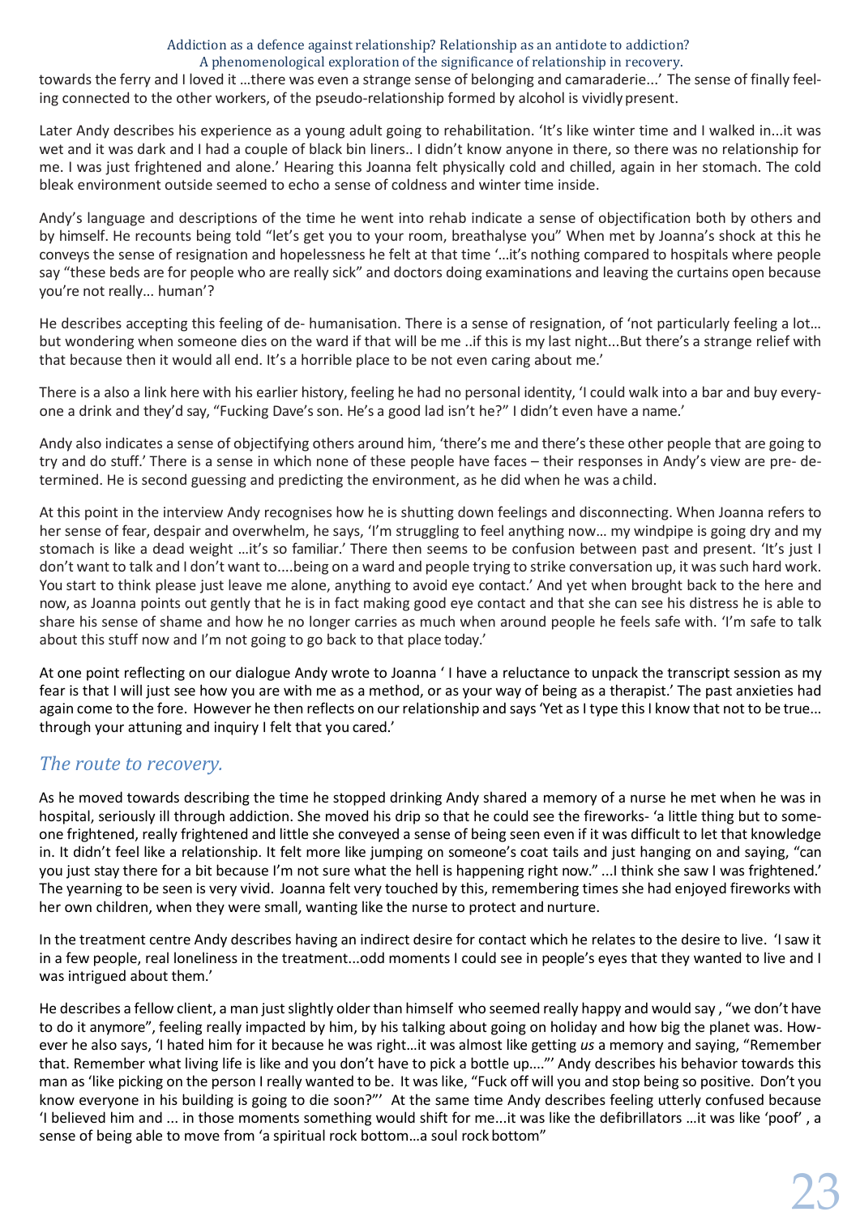towards the ferry and I loved it …there was even a strange sense of belonging and camaraderie...' The sense of finally feeling connected to the other workers, of the pseudo-relationship formed by alcohol is vividly present.

Later Andy describes his experience as a young adult going to rehabilitation. 'It's like winter time and I walked in...it was wet and it was dark and I had a couple of black bin liners.. I didn't know anyone in there, so there was no relationship for me. I was just frightened and alone.' Hearing this Joanna felt physically cold and chilled, again in her stomach. The cold bleak environment outside seemed to echo a sense of coldness and winter time inside.

Andy's language and descriptions of the time he went into rehab indicate a sense of objectification both by others and by himself. He recounts being told "let's get you to your room, breathalyse you" When met by Joanna's shock at this he conveys the sense of resignation and hopelessness he felt at that time '…it's nothing compared to hospitals where people say "these beds are for people who are really sick" and doctors doing examinations and leaving the curtains open because you're not really… human'?

He describes accepting this feeling of de- humanisation. There is a sense of resignation, of 'not particularly feeling a lot… but wondering when someone dies on the ward if that will be me ..if this is my last night...But there's a strange relief with that because then it would all end. It's a horrible place to be not even caring about me.'

There is a also a link here with his earlier history, feeling he had no personal identity, 'I could walk into a bar and buy everyone a drink and they'd say, "Fucking Dave's son. He's a good lad isn't he?" I didn't even have a name.'

Andy also indicates a sense of objectifying others around him, 'there's me and there's these other people that are going to try and do stuff.' There is a sense in which none of these people have faces – their responses in Andy's view are pre- determined. He is second guessing and predicting the environment, as he did when he was a child.

At this point in the interview Andy recognises how he is shutting down feelings and disconnecting. When Joanna refers to her sense of fear, despair and overwhelm, he says, 'I'm struggling to feel anything now… my windpipe is going dry and my stomach is like a dead weight …it's so familiar.' There then seems to be confusion between past and present. 'It's just I don't want to talk and I don't want to....being on a ward and people trying to strike conversation up, it was such hard work. You start to think please just leave me alone, anything to avoid eye contact.' And yet when brought back to the here and now, as Joanna points out gently that he is in fact making good eye contact and that she can see his distress he is able to share his sense of shame and how he no longer carries as much when around people he feels safe with. 'I'm safe to talk about this stuff now and I'm not going to go back to that place today.'

At one point reflecting on our dialogue Andy wrote to Joanna ' I have a reluctance to unpack the transcript session as my fear is that I will just see how you are with me as a method, or as your way of being as a therapist.' The past anxieties had again come to the fore. However he then reflects on our relationship and says 'Yet as I type this I know that not to be true… through your attuning and inquiry I felt that you cared.'

## *The route to recovery.*

As he moved towards describing the time he stopped drinking Andy shared a memory of a nurse he met when he was in hospital, seriously ill through addiction. She moved his drip so that he could see the fireworks- 'a little thing but to someone frightened, really frightened and little she conveyed a sense of being seen even if it was difficult to let that knowledge in. It didn't feel like a relationship. It felt more like jumping on someone's coat tails and just hanging on and saying, "can you just stay there for a bit because I'm not sure what the hell is happening right now." ...I think she saw I was frightened.' The yearning to be seen is very vivid. Joanna felt very touched by this, remembering times she had enjoyed fireworks with her own children, when they were small, wanting like the nurse to protect and nurture.

In the treatment centre Andy describes having an indirect desire for contact which he relates to the desire to live. 'I saw it in a few people, real loneliness in the treatment...odd moments I could see in people's eyes that they wanted to live and I was intrigued about them.'

He describes a fellow client, a man just slightly older than himself who seemed really happy and would say , "we don't have to do it anymore", feeling really impacted by him, by his talking about going on holiday and how big the planet was. However he also says, 'I hated him for it because he was right…it was almost like getting *us* a memory and saying, "Remember that. Remember what living life is like and you don't have to pick a bottle up...."' Andy describes his behavior towards this man as 'like picking on the person I really wanted to be. It was like, "Fuck off will you and stop being so positive. Don't you know everyone in his building is going to die soon?"' At the same time Andy describes feeling utterly confused because 'I believed him and ... in those moments something would shift for me...it was like the defibrillators …it was like 'poof' , a sense of being able to move from 'a spiritual rock bottom…a soul rock bottom"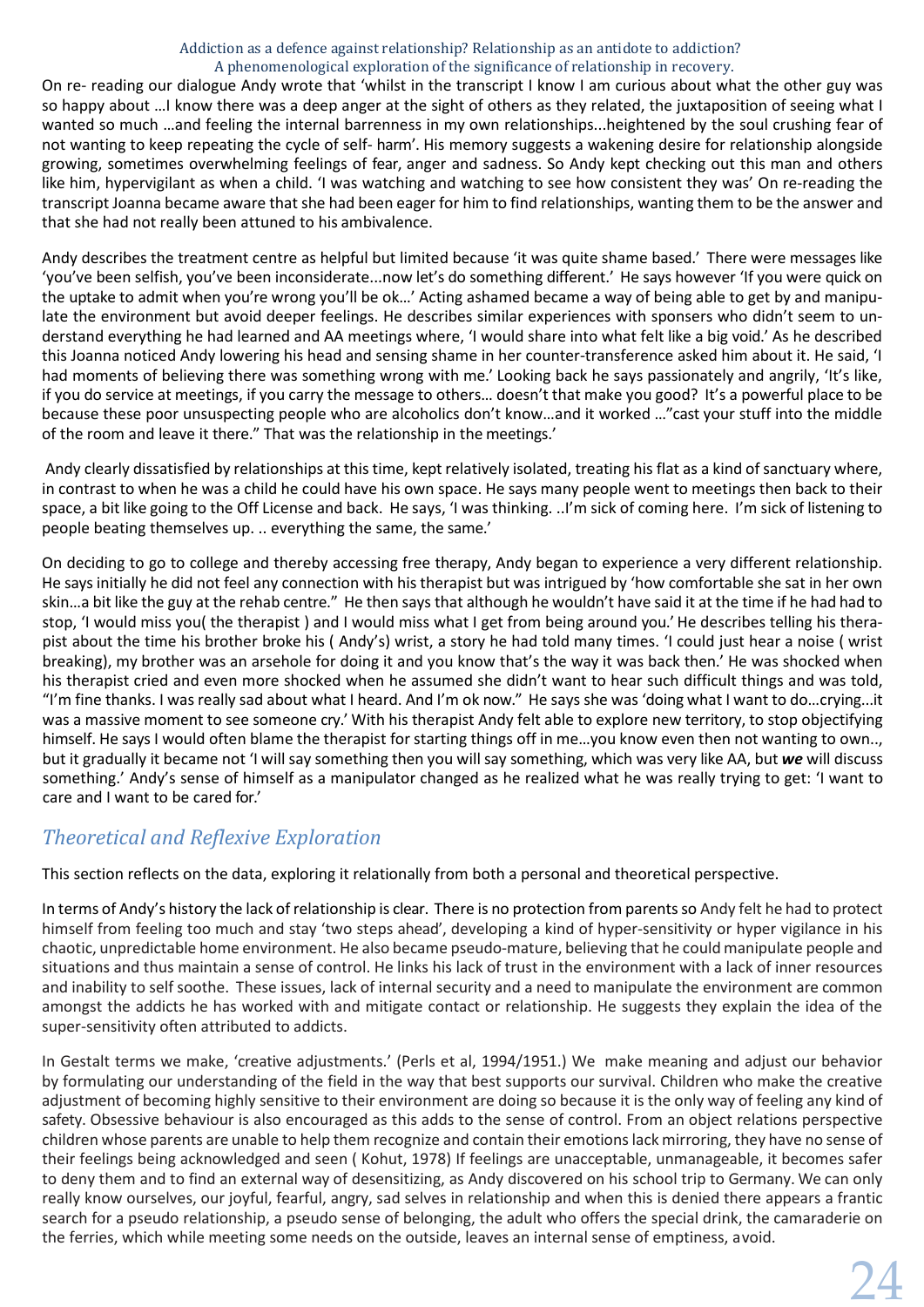On re- reading our dialogue Andy wrote that 'whilst in the transcript I know I am curious about what the other guy was so happy about ...I know there was a deep anger at the sight of others as they related, the juxtaposition of seeing what I wanted so much ...and feeling the internal barrenness in my own relationships...heightened by the soul crushing fear of not wanting to keep repeating the cycle of self- harm'. His memory suggests a wakening desire for relationship alongside growing, sometimes overwhelming feelings of fear, anger and sadness. So Andy kept checking out this man and others like him, hypervigilant as when a child. 'I was watching and watching to see how consistent they was' On re-reading the transcript Joanna became aware that she had been eager for him to find relationships, wanting them to be the answer and that she had not really been attuned to his ambivalence.

Andy describes the treatment centre as helpful but limited because 'it was quite shame based.' There were messages like 'you've been selfish, you've been inconsiderate...now let's do something different.' He says however 'If you were quick on the uptake to admit when you're wrong you'll be ok...' Acting ashamed became a way of being able to get by and manipulate the environment but avoid deeper feelings. He describes similar experiences with sponsers who didn't seem to understand everything he had learned and AA meetings where, 'I would share into what felt like a big void.' As he described this Joanna noticed Andy lowering his head and sensing shame in her counter-transference asked him about it. He said, 'I had moments of believing there was something wrong with me.' Looking back he says passionately and angrily, 'It's like, if you do service at meetings, if you carry the message to others... doesn't that make you good? It's a powerful place to be because these poor unsuspecting people who are alcoholics don't know...and it worked ..."cast your stuff into the middle of the room and leave it there." That was the relationship in the meetings.'

Andy clearly dissatisfied by relationships at this time, kept relatively isolated, treating his flat as a kind of sanctuary where, in contrast to when he was a child he could have his own space. He says many people went to meetings then back to their space, a bit like going to the Off License and back. He says, 'I was thinking. ..I'm sick of coming here. I'm sick of listening to people beating themselves up. .. everything the same, the same.'

On deciding to go to college and thereby accessing free therapy, Andy began to experience a very different relationship. He says initially he did not feel any connection with his therapist but was intrigued by 'how comfortable she sat in her own skin...a bit like the guy at the rehab centre." He then says that although he wouldn't have said it at the time if he had had to stop, 'I would miss you( the therapist ) and I would miss what I get from being around you.' He describes telling his therapist about the time his brother broke his ( Andy's) wrist, a story he had told many times. 'I could just hear a noise ( wrist breaking), my brother was an arsehole for doing it and you know that's the way it was back then.' He was shocked when his therapist cried and even more shocked when he assumed she didn't want to hear such difficult things and was told, "I'm fine thanks. I was really sad about what I heard. And I'm ok now." He says she was 'doing what I want to do...crying...it was a massive moment to see someone cry.' With his therapist Andy felt able to explore new territory, to stop objectifying himself. He says I would often blame the therapist for starting things off in me...you know even then not wanting to own.., but it gradually it became not 'I will say something then you will say something, which was very like AA, but ***we*** will discuss something.' Andy's sense of himself as a manipulator changed as he realized what he was really trying to get: 'I want to care and I want to be cared for.'

## *Theoretical and Reflexive Exploration*

This section reflects on the data, exploring it relationally from both a personal and theoretical perspective.

In terms of Andy's history the lack of relationship is clear. There is no protection from parents so Andy felt he had to protect himself from feeling too much and stay 'two steps ahead', developing a kind of hyper-sensitivity or hyper vigilance in his chaotic, unpredictable home environment. He also became pseudo-mature, believing that he could manipulate people and situations and thus maintain a sense of control. He links his lack of trust in the environment with a lack of inner resources and inability to self soothe. These issues, lack of internal security and a need to manipulate the environment are common amongst the addicts he has worked with and mitigate contact or relationship. He suggests they explain the idea of the super-sensitivity often attributed to addicts.

In Gestalt terms we make, 'creative adjustments.' (Perls et al, 1994/1951.) We make meaning and adjust our behavior by formulating our understanding of the field in the way that best supports our survival. Children who make the creative adjustment of becoming highly sensitive to their environment are doing so because it is the only way of feeling any kind of safety. Obsessive behaviour is also encouraged as this adds to the sense of control. From an object relations perspective children whose parents are unable to help them recognize and contain their emotions lack mirroring, they have no sense of their feelings being acknowledged and seen ( Kohut, 1978) If feelings are unacceptable, unmanageable, it becomes safer to deny them and to find an external way of desensitizing, as Andy discovered on his school trip to Germany. We can only really know ourselves, our joyful, fearful, angry, sad selves in relationship and when this is denied there appears a frantic search for a pseudo relationship, a pseudo sense of belonging, the adult who offers the special drink, the camaraderie on the ferries, which while meeting some needs on the outside, leaves an internal sense of emptiness, a void.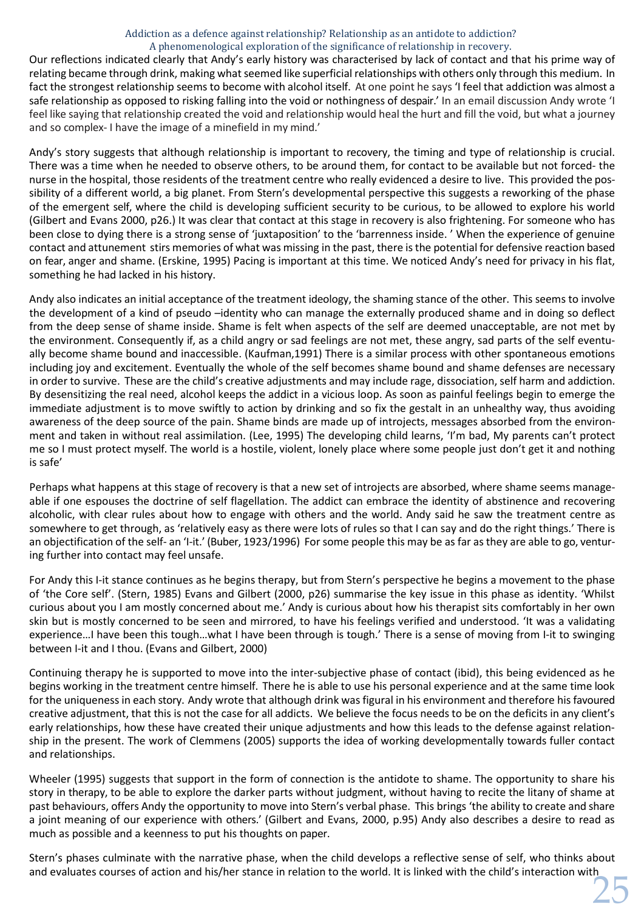Our reflections indicated clearly that Andy's early history was characterised by lack of contact and that his prime way of relating became through drink, making what seemed like superficial relationships with others only through this medium. In fact the strongest relationship seems to become with alcohol itself. At one point he says 'I feel that addiction was almost a safe relationship as opposed to risking falling into the void or nothingness of despair.' In an email discussion Andy wrote 'I feel like saying that relationship created the void and relationship would heal the hurt and fill the void, but what a journey and so complex- I have the image of a minefield in my mind.'

Andy's story suggests that although relationship is important to recovery, the timing and type of relationship is crucial. There was a time when he needed to observe others, to be around them, for contact to be available but not forced- the nurse in the hospital, those residents of the treatment centre who really evidenced a desire to live. This provided the possibility of a different world, a big planet. From Stern's developmental perspective this suggests a reworking of the phase of the emergent self, where the child is developing sufficient security to be curious, to be allowed to explore his world (Gilbert and Evans 2000, p26.) It was clear that contact at this stage in recovery is also frightening. For someone who has been close to dying there is a strong sense of 'juxtaposition' to the 'barrenness inside. ' When the experience of genuine contact and attunement stirs memories of what was missing in the past, there is the potential for defensive reaction based on fear, anger and shame. (Erskine, 1995) Pacing is important at this time. We noticed Andy's need for privacy in his flat, something he had lacked in his history.

Andy also indicates an initial acceptance of the treatment ideology, the shaming stance of the other. This seems to involve the development of a kind of pseudo –identity who can manage the externally produced shame and in doing so deflect from the deep sense of shame inside. Shame is felt when aspects of the self are deemed unacceptable, are not met by the environment. Consequently if, as a child angry or sad feelings are not met, these angry, sad parts of the self eventually become shame bound and inaccessible. (Kaufman,1991) There is a similar process with other spontaneous emotions including joy and excitement. Eventually the whole of the self becomes shame bound and shame defenses are necessary in order to survive. These are the child's creative adjustments and may include rage, dissociation, self harm and addiction. By desensitizing the real need, alcohol keeps the addict in a vicious loop. As soon as painful feelings begin to emerge the immediate adjustment is to move swiftly to action by drinking and so fix the gestalt in an unhealthy way, thus avoiding awareness of the deep source of the pain. Shame binds are made up of introjects, messages absorbed from the environment and taken in without real assimilation. (Lee, 1995) The developing child learns, 'I'm bad, My parents can't protect me so I must protect myself. The world is a hostile, violent, lonely place where some people just don't get it and nothing is safe'

Perhaps what happens at this stage of recovery is that a new set of introjects are absorbed, where shame seems manageable if one espouses the doctrine of self flagellation. The addict can embrace the identity of abstinence and recovering alcoholic, with clear rules about how to engage with others and the world. Andy said he saw the treatment centre as somewhere to get through, as 'relatively easy as there were lots of rules so that I can say and do the right things.' There is an objectification of the self- an 'I-it.' (Buber, 1923/1996) For some people this may be as far as they are able to go, venturing further into contact may feel unsafe.

For Andy this I-it stance continues as he begins therapy, but from Stern's perspective he begins a movement to the phase of 'the Core self'. (Stern, 1985) Evans and Gilbert (2000, p26) summarise the key issue in this phase as identity. 'Whilst curious about you I am mostly concerned about me.' Andy is curious about how his therapist sits comfortably in her own skin but is mostly concerned to be seen and mirrored, to have his feelings verified and understood. 'It was a validating experience…I have been this tough…what I have been through is tough.' There is a sense of moving from I-it to swinging between I-it and I thou. (Evans and Gilbert, 2000)

Continuing therapy he is supported to move into the inter-subjective phase of contact (ibid), this being evidenced as he begins working in the treatment centre himself. There he is able to use his personal experience and at the same time look for the uniqueness in each story. Andy wrote that although drink was figural in his environment and therefore his favoured creative adjustment, that this is not the case for all addicts. We believe the focus needs to be on the deficits in any client's early relationships, how these have created their unique adjustments and how this leads to the defense against relationship in the present. The work of Clemmens (2005) supports the idea of working developmentally towards fuller contact and relationships.

Wheeler (1995) suggests that support in the form of connection is the antidote to shame. The opportunity to share his story in therapy, to be able to explore the darker parts without judgment, without having to recite the litany of shame at past behaviours, offers Andy the opportunity to move into Stern's verbal phase. This brings 'the ability to create and share a joint meaning of our experience with others.' (Gilbert and Evans, 2000, p.95) Andy also describes a desire to read as much as possible and a keenness to put his thoughts on paper.

Stern's phases culminate with the narrative phase, when the child develops a reflective sense of self, who thinks about and evaluates courses of action and his/her stance in relation to the world. It is linked with the child's interaction with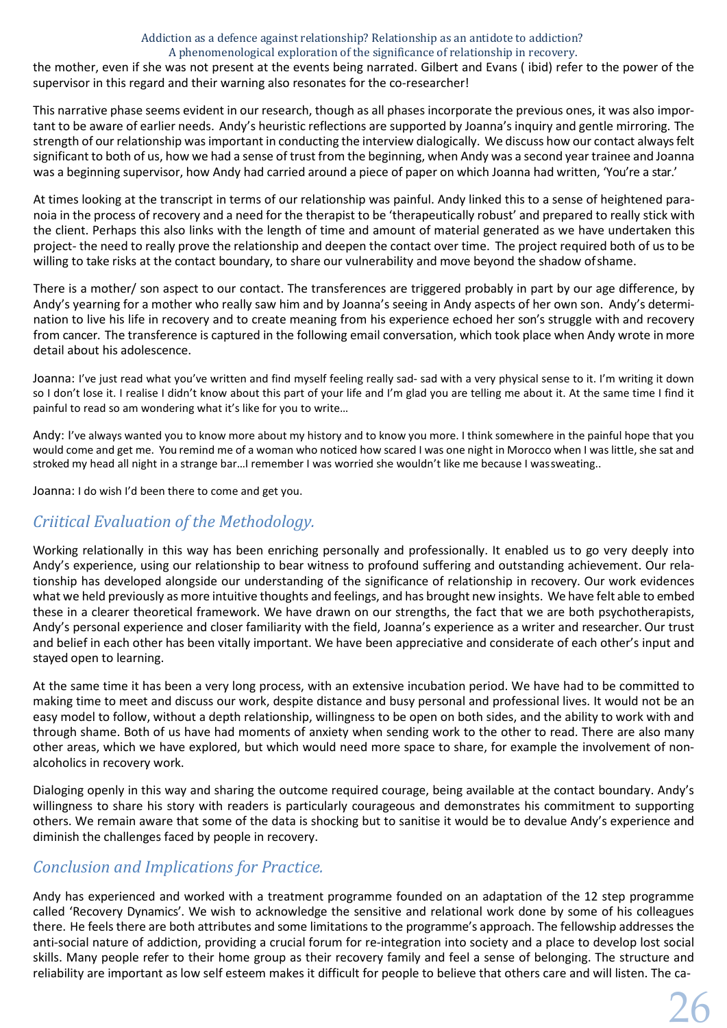the mother, even if she was not present at the events being narrated. Gilbert and Evans ( ibid) refer to the power of the supervisor in this regard and their warning also resonates for the co-researcher!

This narrative phase seems evident in our research, though as all phases incorporate the previous ones, it was also important to be aware of earlier needs. Andy's heuristic reflections are supported by Joanna's inquiry and gentle mirroring. The strength of our relationship was important in conducting the interview dialogically. We discuss how our contact always felt significant to both of us, how we had a sense of trust from the beginning, when Andy was a second year trainee and Joanna was a beginning supervisor, how Andy had carried around a piece of paper on which Joanna had written, 'You're a star.'

At times looking at the transcript in terms of our relationship was painful. Andy linked this to a sense of heightened paranoia in the process of recovery and a need for the therapist to be 'therapeutically robust' and prepared to really stick with the client. Perhaps this also links with the length of time and amount of material generated as we have undertaken this project- the need to really prove the relationship and deepen the contact over time. The project required both of us to be willing to take risks at the contact boundary, to share our vulnerability and move beyond the shadow of shame.

There is a mother/ son aspect to our contact. The transferences are triggered probably in part by our age difference, by Andy's yearning for a mother who really saw him and by Joanna's seeing in Andy aspects of her own son. Andy's determination to live his life in recovery and to create meaning from his experience echoed her son's struggle with and recovery from cancer. The transference is captured in the following email conversation, which took place when Andy wrote in more detail about his adolescence.

Joanna: I've just read what you've written and find myself feeling really sad- sad with a very physical sense to it. I'm writing it down so I don't lose it. I realise I didn't know about this part of your life and I'm glad you are telling me about it. At the same time I find it painful to read so am wondering what it's like for you to write…

Andy: I've always wanted you to know more about my history and to know you more. I think somewhere in the painful hope that you would come and get me. You remind me of a woman who noticed how scared I was one night in Morocco when I was little, she sat and stroked my head all night in a strange bar…I remember I was worried she wouldn't like me because I was sweating..

Joanna: I do wish I'd been there to come and get you.

## *Criitical Evaluation of the Methodology.*

Working relationally in this way has been enriching personally and professionally. It enabled us to go very deeply into Andy's experience, using our relationship to bear witness to profound suffering and outstanding achievement. Our relationship has developed alongside our understanding of the significance of relationship in recovery. Our work evidences what we held previously as more intuitive thoughts and feelings, and has brought new insights. We have felt able to embed these in a clearer theoretical framework. We have drawn on our strengths, the fact that we are both psychotherapists, Andy's personal experience and closer familiarity with the field, Joanna's experience as a writer and researcher. Our trust and belief in each other has been vitally important. We have been appreciative and considerate of each other's input and stayed open to learning.

At the same time it has been a very long process, with an extensive incubation period. We have had to be committed to making time to meet and discuss our work, despite distance and busy personal and professional lives. It would not be an easy model to follow, without a depth relationship, willingness to be open on both sides, and the ability to work with and through shame. Both of us have had moments of anxiety when sending work to the other to read. There are also many other areas, which we have explored, but which would need more space to share, for example the involvement of non-alcoholics in recovery work.

Dialoging openly in this way and sharing the outcome required courage, being available at the contact boundary. Andy's willingness to share his story with readers is particularly courageous and demonstrates his commitment to supporting others. We remain aware that some of the data is shocking but to sanitise it would be to devalue Andy's experience and diminish the challenges faced by people in recovery.

## *Conclusion and Implications for Practice.*

Andy has experienced and worked with a treatment programme founded on an adaptation of the 12 step programme called 'Recovery Dynamics'. We wish to acknowledge the sensitive and relational work done by some of his colleagues there. He feels there are both attributes and some limitations to the programme's approach. The fellowship addresses the anti-social nature of addiction, providing a crucial forum for re-integration into society and a place to develop lost social skills. Many people refer to their home group as their recovery family and feel a sense of belonging. The structure and reliability are important as low self esteem makes it difficult for people to believe that others care and will listen. The ca-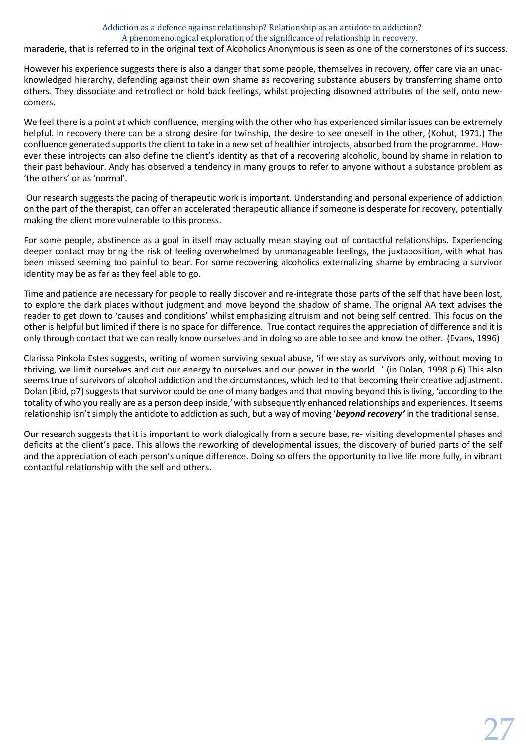maraderie, that is referred to in the original text of Alcoholics Anonymous is seen as one of the cornerstones of its success.

However his experience suggests there is also a danger that some people, themselves in recovery, offer care via an unacknowledged hierarchy, defending against their own shame as recovering substance abusers by transferring shame onto others. They dissociate and retroflect or hold back feelings, whilst projecting disowned attributes of the self, onto newcomers.

We feel there is a point at which confluence, merging with the other who has experienced similar issues can be extremely helpful. In recovery there can be a strong desire for twinship, the desire to see oneself in the other, (Kohut, 1971.) The confluence generated supports the client to take in a new set of healthier introjects, absorbed from the programme. However these introjects can also define the client's identity as that of a recovering alcoholic, bound by shame in relation to their past behaviour. Andy has observed a tendency in many groups to refer to anyone without a substance problem as 'the others' or as 'normal'.

Our research suggests the pacing of therapeutic work is important. Understanding and personal experience of addiction on the part of the therapist, can offer an accelerated therapeutic alliance if someone is desperate for recovery, potentially making the client more vulnerable to this process.

For some people, abstinence as a goal in itself may actually mean staying out of contactful relationships. Experiencing deeper contact may bring the risk of feeling overwhelmed by unmanageable feelings, the juxtaposition, with what has been missed seeming too painful to bear. For some recovering alcoholics externalizing shame by embracing a survivor identity may be as far as they feel able to go.

Time and patience are necessary for people to really discover and re-integrate those parts of the self that have been lost, to explore the dark places without judgment and move beyond the shadow of shame. The original AA text advises the reader to get down to 'causes and conditions' whilst emphasizing altruism and not being self centred. This focus on the other is helpful but limited if there is no space for difference. True contact requires the appreciation of difference and it is only through contact that we can really know ourselves and in doing so are able to see and know the other. (Evans, 1996)

Clarissa Pinkola Estes suggests, writing of women surviving sexual abuse, 'if we stay as survivors only, without moving to thriving, we limit ourselves and cut our energy to ourselves and our power in the world…' (in Dolan, 1998 p.6) This also seems true of survivors of alcohol addiction and the circumstances, which led to that becoming their creative adjustment. Dolan (ibid, p7) suggests that survivor could be one of many badges and that moving beyond this is living, 'according to the totality of who you really are as a person deep inside,' with subsequently enhanced relationships and experiences. It seems relationship isn't simply the antidote to addiction as such, but a way of moving '***beyond recovery'*** in the traditional sense.

Our research suggests that it is important to work dialogically from a secure base, re- visiting developmental phases and deficits at the client's pace. This allows the reworking of developmental issues, the discovery of buried parts of the self and the appreciation of each person's unique difference. Doing so offers the opportunity to live life more fully, in vibrant contactful relationship with the self and others.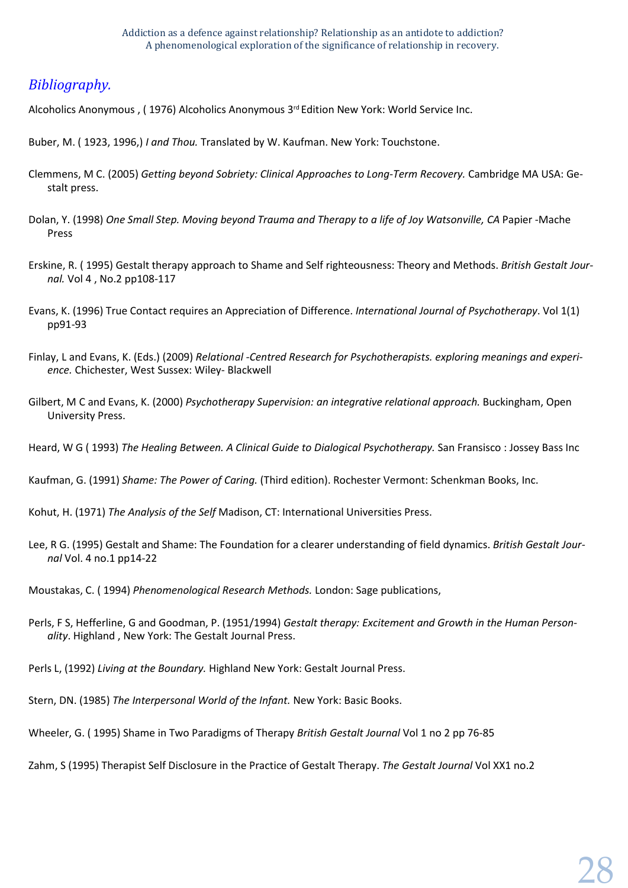## *Bibliography.*

Alcoholics Anonymous , ( 1976) Alcoholics Anonymous 3rd Edition New York: World Service Inc.

Buber, M. ( 1923, 1996,) *I and Thou.* Translated by W. Kaufman. New York: Touchstone.

Clemmens, M C. (2005) *Getting beyond Sobriety: Clinical Approaches to Long-Term Recovery.* Cambridge MA USA: Gestalt press.

Dolan, Y. (1998) *One Small Step. Moving beyond Trauma and Therapy to a life of Joy Watsonville, CA* Papier -Mache Press

Erskine, R. ( 1995) Gestalt therapy approach to Shame and Self righteousness: Theory and Methods. *British Gestalt Journal.* Vol 4 , No.2 pp108-117

Evans, K. (1996) True Contact requires an Appreciation of Difference. *International Journal of Psychotherapy*. Vol 1(1) pp91-93

Finlay, L and Evans, K. (Eds.) (2009) *Relational -Centred Research for Psychotherapists. exploring meanings and experience.* Chichester, West Sussex: Wiley- Blackwell

Gilbert, M C and Evans, K. (2000) *Psychotherapy Supervision: an integrative relational approach.* Buckingham, Open University Press.

Heard, W G ( 1993) *The Healing Between. A Clinical Guide to Dialogical Psychotherapy.* San Fransisco : Jossey Bass Inc

Kaufman, G. (1991) *Shame: The Power of Caring.* (Third edition). Rochester Vermont: Schenkman Books, Inc.

Kohut, H. (1971) *The Analysis of the Self* Madison, CT: International Universities Press.

Lee, R G. (1995) Gestalt and Shame: The Foundation for a clearer understanding of field dynamics. *British Gestalt Journal* Vol. 4 no.1 pp14-22

Moustakas, C. ( 1994) *Phenomenological Research Methods.* London: Sage publications,

Perls, F S, Hefferline, G and Goodman, P. (1951/1994) *Gestalt therapy: Excitement and Growth in the Human Personality*. Highland , New York: The Gestalt Journal Press.

Perls L, (1992) *Living at the Boundary.* Highland New York: Gestalt Journal Press.

Stern, DN. (1985) *The Interpersonal World of the Infant.* New York: Basic Books.

Wheeler, G. ( 1995) Shame in Two Paradigms of Therapy *British Gestalt Journal* Vol 1 no 2 pp 76-85

Zahm, S (1995) Therapist Self Disclosure in the Practice of Gestalt Therapy. *The Gestalt Journal* Vol XX1 no.2